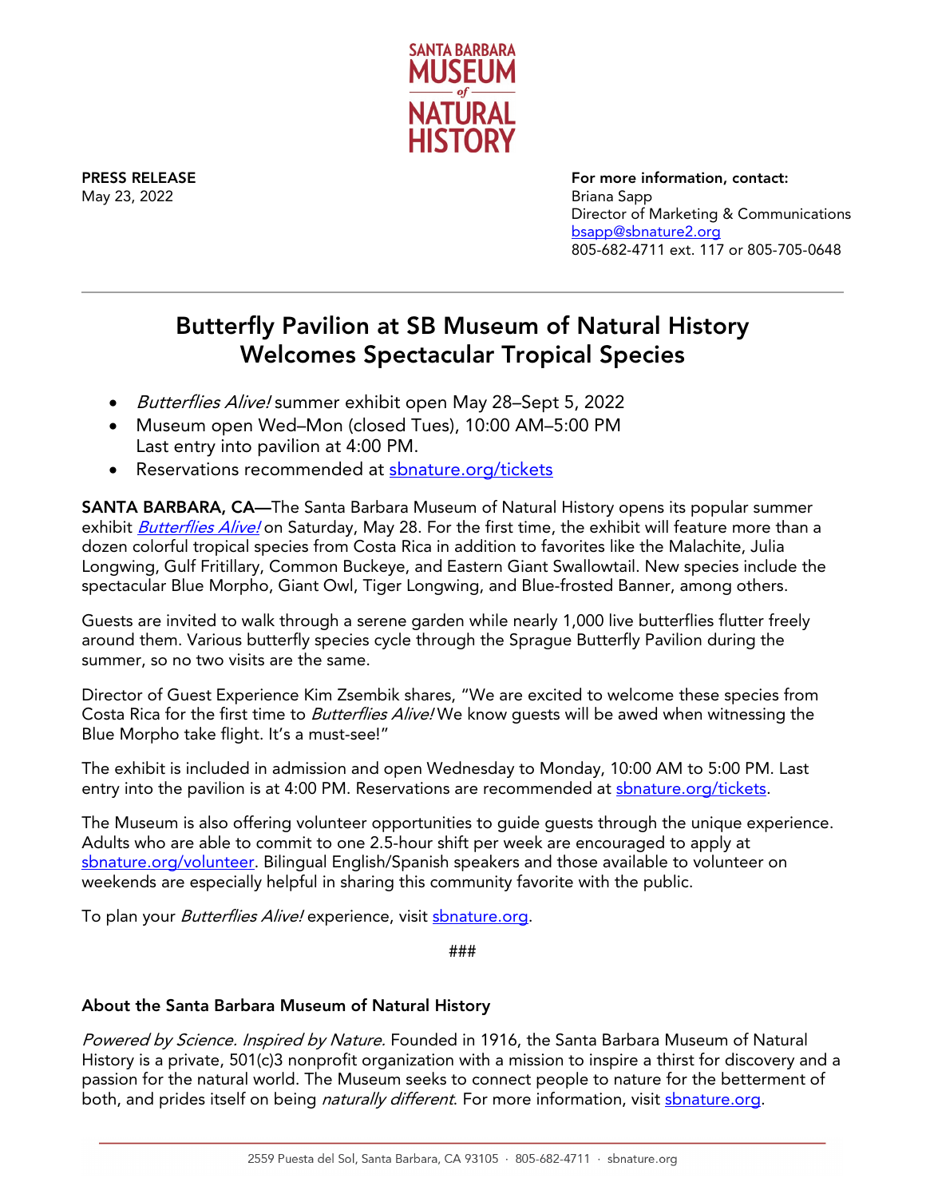SANTA BARBARA MUSEUM of NATURAL HISTORY

**PRESS RELEASE**
May 23, 2022

**For more information, contact:**
Briana Sapp
Director of Marketing & Communications
bsapp@sbnature2.org
805-682-4711 ext. 117 or 805-705-0648

---

# Butterfly Pavilion at SB Museum of Natural History Welcomes Spectacular Tropical Species

- *Butterflies Alive!* summer exhibit open May 28–Sept 5, 2022
- Museum open Wed–Mon (closed Tues), 10:00 AM–5:00 PM
  Last entry into pavilion at 4:00 PM.
- Reservations recommended at sbnature.org/tickets

**SANTA BARBARA, CA—**The Santa Barbara Museum of Natural History opens its popular summer exhibit *Butterflies Alive!* on Saturday, May 28. For the first time, the exhibit will feature more than a dozen colorful tropical species from Costa Rica in addition to favorites like the Malachite, Julia Longwing, Gulf Fritillary, Common Buckeye, and Eastern Giant Swallowtail. New species include the spectacular Blue Morpho, Giant Owl, Tiger Longwing, and Blue-frosted Banner, among others.

Guests are invited to walk through a serene garden while nearly 1,000 live butterflies flutter freely around them. Various butterfly species cycle through the Sprague Butterfly Pavilion during the summer, so no two visits are the same.

Director of Guest Experience Kim Zsembik shares, "We are excited to welcome these species from Costa Rica for the first time to *Butterflies Alive!* We know guests will be awed when witnessing the Blue Morpho take flight. It's a must-see!"

The exhibit is included in admission and open Wednesday to Monday, 10:00 AM to 5:00 PM. Last entry into the pavilion is at 4:00 PM. Reservations are recommended at sbnature.org/tickets.

The Museum is also offering volunteer opportunities to guide guests through the unique experience. Adults who are able to commit to one 2.5-hour shift per week are encouraged to apply at sbnature.org/volunteer. Bilingual English/Spanish speakers and those available to volunteer on weekends are especially helpful in sharing this community favorite with the public.

To plan your *Butterflies Alive!* experience, visit sbnature.org.

###

**About the Santa Barbara Museum of Natural History**

*Powered by Science. Inspired by Nature.* Founded in 1916, the Santa Barbara Museum of Natural History is a private, 501(c)3 nonprofit organization with a mission to inspire a thirst for discovery and a passion for the natural world. The Museum seeks to connect people to nature for the betterment of both, and prides itself on being *naturally different*. For more information, visit sbnature.org.

2559 Puesta del Sol, Santa Barbara, CA 93105 · 805-682-4711 · sbnature.org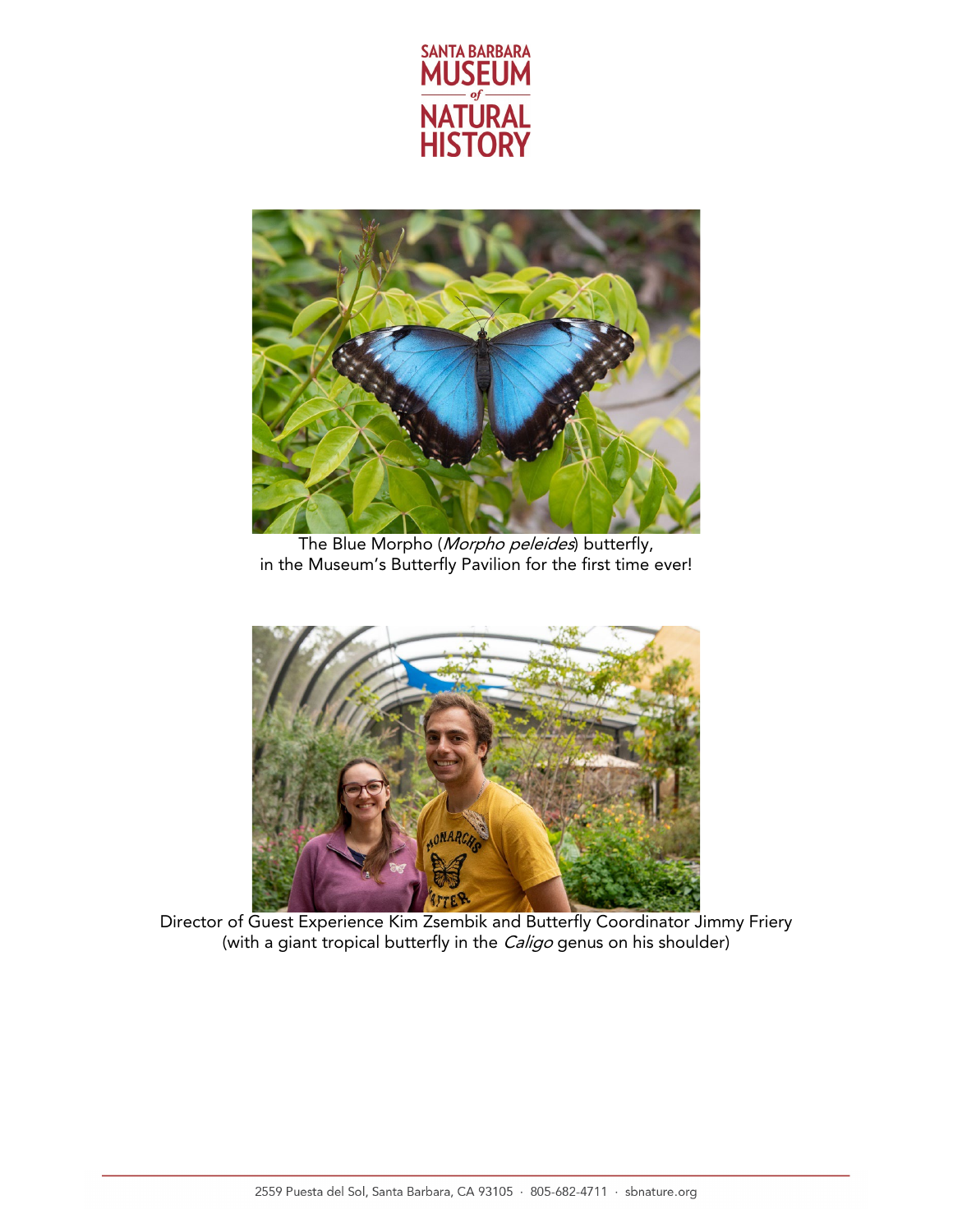The Blue Morpho (*Morpho peleides*) butterfly,
in the Museum's Butterfly Pavilion for the first time ever!

Director of Guest Experience Kim Zsembik and Butterfly Coordinator Jimmy Friery
(with a giant tropical butterfly in the *Caligo* genus on his shoulder)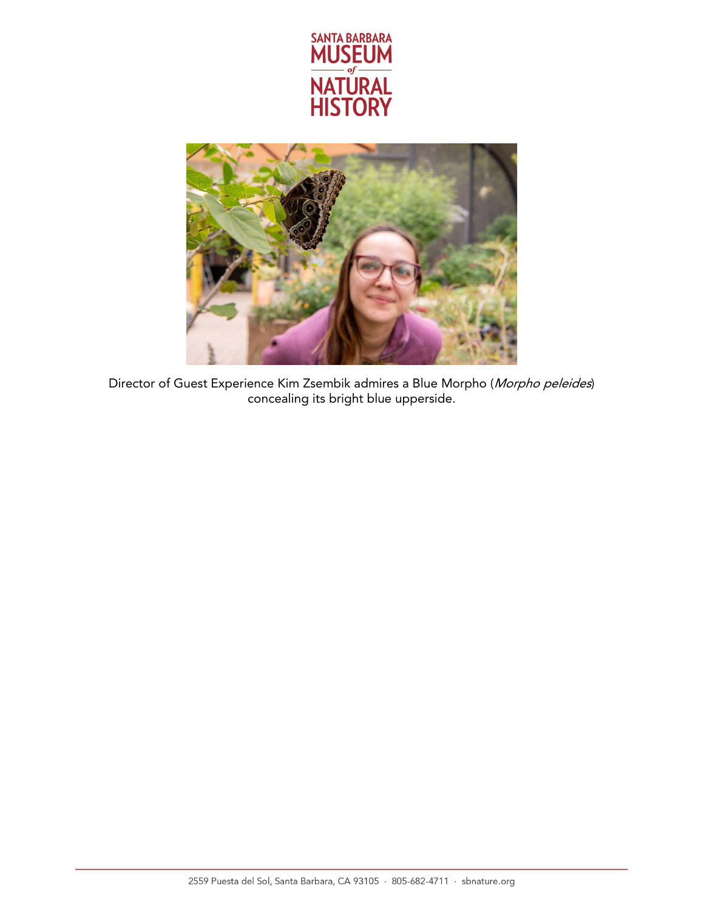Director of Guest Experience Kim Zsembik admires a Blue Morpho (*Morpho peleides*) concealing its bright blue upperside.